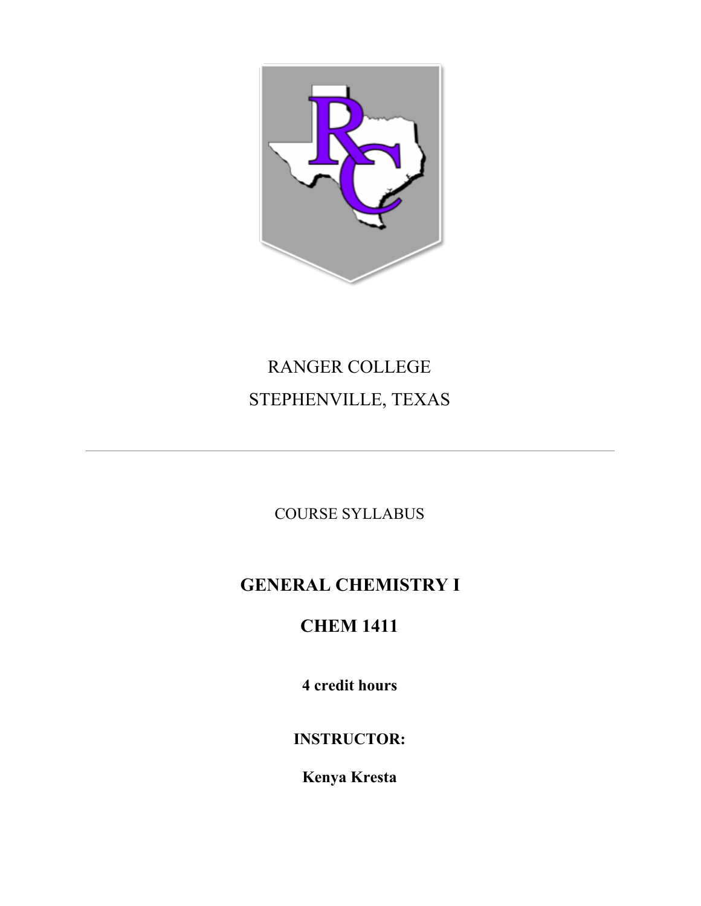RANGER COLLEGE

STEPHENVILLE, TEXAS

---

COURSE SYLLABUS

# GENERAL CHEMISTRY I

# CHEM 1411

**4 credit hours**

**INSTRUCTOR:**

**Kenya Kresta**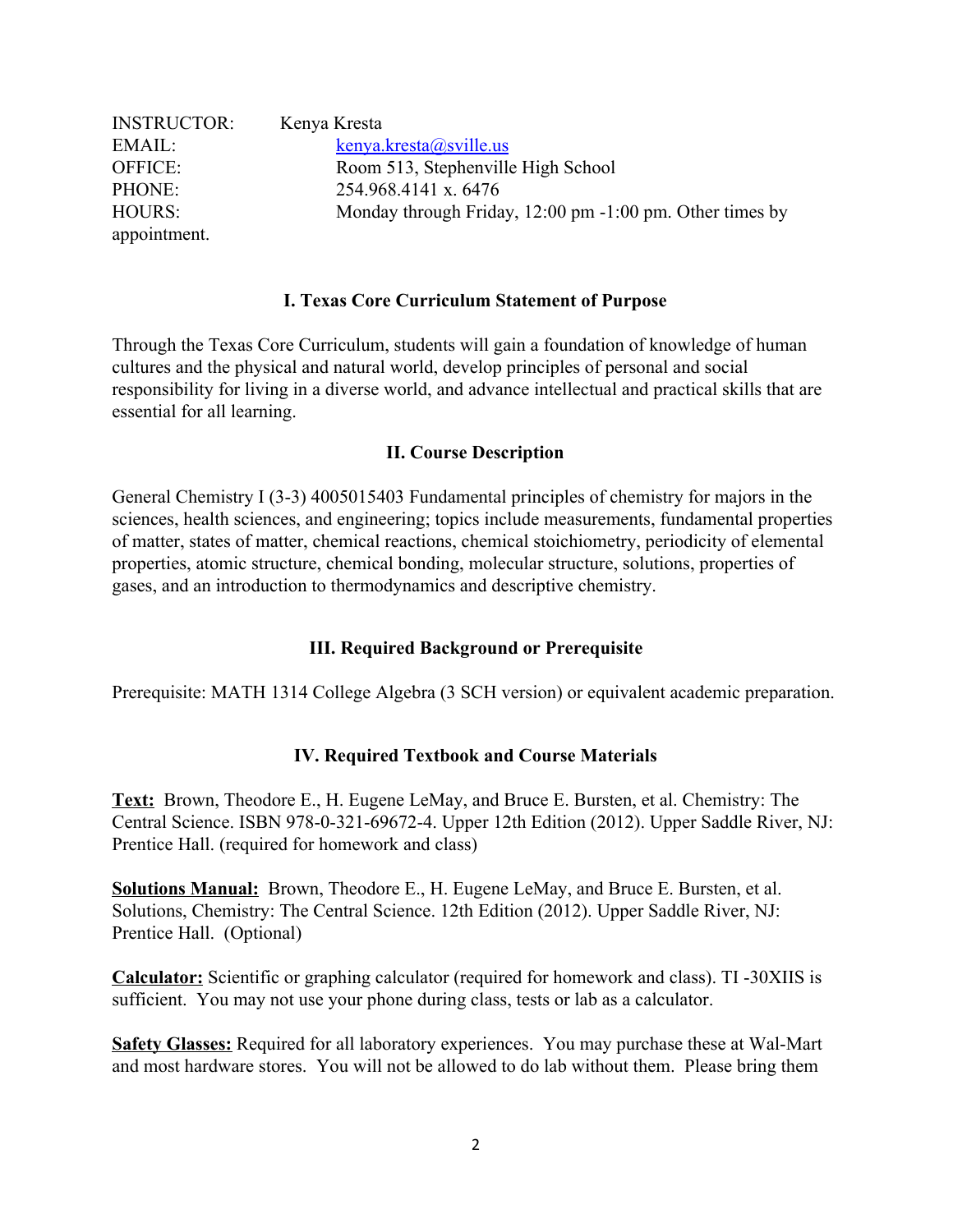INSTRUCTOR: Kenya Kresta
EMAIL: kenya.kresta@sville.us
OFFICE: Room 513, Stephenville High School
PHONE: 254.968.4141 x. 6476
HOURS: Monday through Friday, 12:00 pm -1:00 pm. Other times by appointment.

## I. Texas Core Curriculum Statement of Purpose

Through the Texas Core Curriculum, students will gain a foundation of knowledge of human cultures and the physical and natural world, develop principles of personal and social responsibility for living in a diverse world, and advance intellectual and practical skills that are essential for all learning.

## II. Course Description

General Chemistry I (3-3) 4005015403 Fundamental principles of chemistry for majors in the sciences, health sciences, and engineering; topics include measurements, fundamental properties of matter, states of matter, chemical reactions, chemical stoichiometry, periodicity of elemental properties, atomic structure, chemical bonding, molecular structure, solutions, properties of gases, and an introduction to thermodynamics and descriptive chemistry.

## III. Required Background or Prerequisite

Prerequisite: MATH 1314 College Algebra (3 SCH version) or equivalent academic preparation.

## IV. Required Textbook and Course Materials

**Text:** Brown, Theodore E., H. Eugene LeMay, and Bruce E. Bursten, et al. Chemistry: The Central Science. ISBN 978-0-321-69672-4. Upper 12th Edition (2012). Upper Saddle River, NJ: Prentice Hall. (required for homework and class)

**Solutions Manual:** Brown, Theodore E., H. Eugene LeMay, and Bruce E. Bursten, et al. Solutions, Chemistry: The Central Science. 12th Edition (2012). Upper Saddle River, NJ: Prentice Hall. (Optional)

**Calculator:** Scientific or graphing calculator (required for homework and class). TI -30XIIS is sufficient. You may not use your phone during class, tests or lab as a calculator.

**Safety Glasses:** Required for all laboratory experiences. You may purchase these at Wal-Mart and most hardware stores. You will not be allowed to do lab without them. Please bring them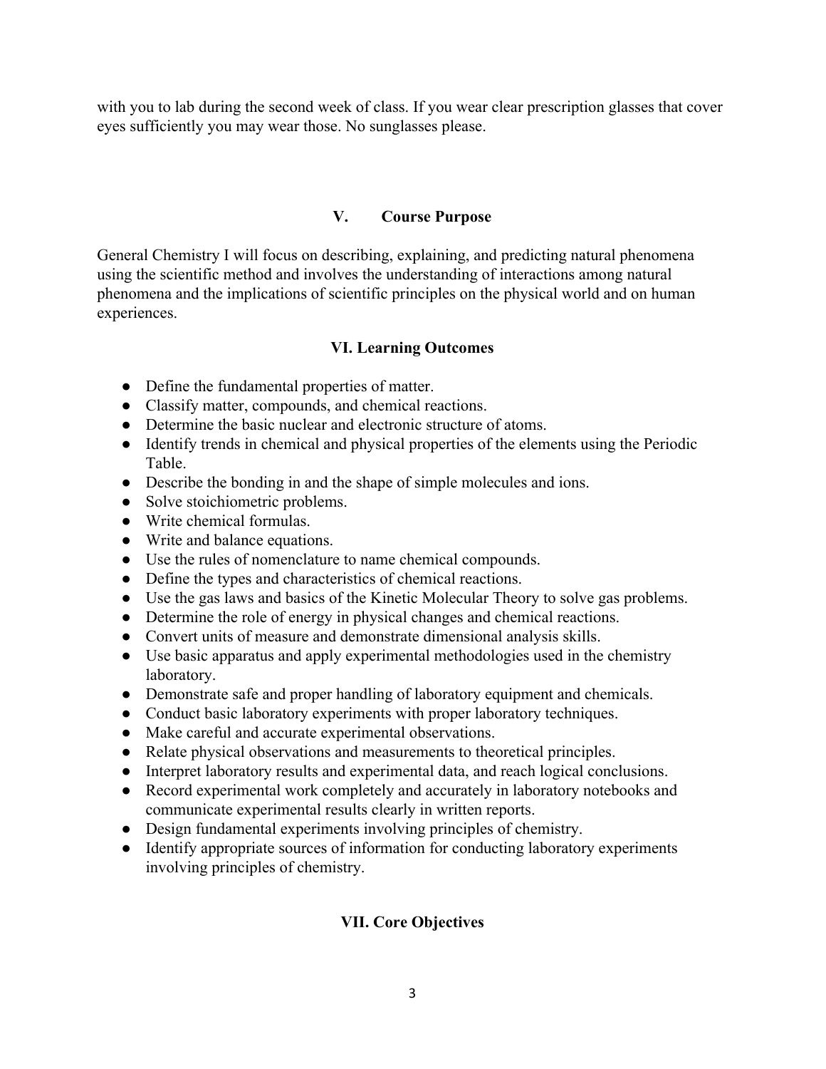with you to lab during the second week of class. If you wear clear prescription glasses that cover eyes sufficiently you may wear those. No sunglasses please.

## V. Course Purpose

General Chemistry I will focus on describing, explaining, and predicting natural phenomena using the scientific method and involves the understanding of interactions among natural phenomena and the implications of scientific principles on the physical world and on human experiences.

## VI. Learning Outcomes

- Define the fundamental properties of matter.
- Classify matter, compounds, and chemical reactions.
- Determine the basic nuclear and electronic structure of atoms.
- Identify trends in chemical and physical properties of the elements using the Periodic Table.
- Describe the bonding in and the shape of simple molecules and ions.
- Solve stoichiometric problems.
- Write chemical formulas.
- Write and balance equations.
- Use the rules of nomenclature to name chemical compounds.
- Define the types and characteristics of chemical reactions.
- Use the gas laws and basics of the Kinetic Molecular Theory to solve gas problems.
- Determine the role of energy in physical changes and chemical reactions.
- Convert units of measure and demonstrate dimensional analysis skills.
- Use basic apparatus and apply experimental methodologies used in the chemistry laboratory.
- Demonstrate safe and proper handling of laboratory equipment and chemicals.
- Conduct basic laboratory experiments with proper laboratory techniques.
- Make careful and accurate experimental observations.
- Relate physical observations and measurements to theoretical principles.
- Interpret laboratory results and experimental data, and reach logical conclusions.
- Record experimental work completely and accurately in laboratory notebooks and communicate experimental results clearly in written reports.
- Design fundamental experiments involving principles of chemistry.
- Identify appropriate sources of information for conducting laboratory experiments involving principles of chemistry.

## VII. Core Objectives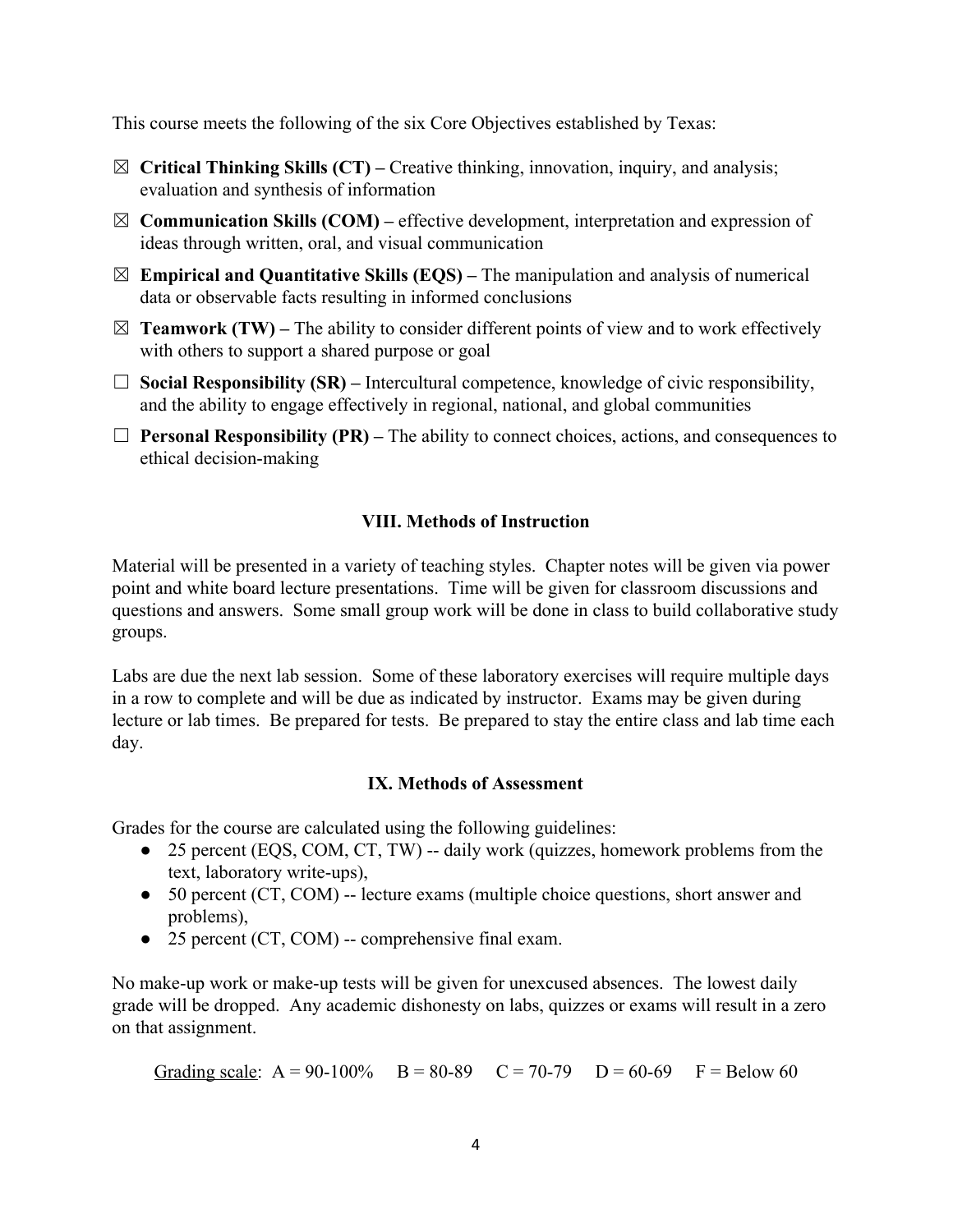This course meets the following of the six Core Objectives established by Texas:

- ☒ **Critical Thinking Skills (CT) –** Creative thinking, innovation, inquiry, and analysis; evaluation and synthesis of information
- ☒ **Communication Skills (COM) –** effective development, interpretation and expression of ideas through written, oral, and visual communication
- ☒ **Empirical and Quantitative Skills (EQS) –** The manipulation and analysis of numerical data or observable facts resulting in informed conclusions
- ☒ **Teamwork (TW) –** The ability to consider different points of view and to work effectively with others to support a shared purpose or goal
- ☐ **Social Responsibility (SR) –** Intercultural competence, knowledge of civic responsibility, and the ability to engage effectively in regional, national, and global communities
- ☐ **Personal Responsibility (PR) –** The ability to connect choices, actions, and consequences to ethical decision-making

## VIII. Methods of Instruction

Material will be presented in a variety of teaching styles. Chapter notes will be given via power point and white board lecture presentations. Time will be given for classroom discussions and questions and answers. Some small group work will be done in class to build collaborative study groups.

Labs are due the next lab session. Some of these laboratory exercises will require multiple days in a row to complete and will be due as indicated by instructor. Exams may be given during lecture or lab times. Be prepared for tests. Be prepared to stay the entire class and lab time each day.

## IX. Methods of Assessment

Grades for the course are calculated using the following guidelines:

- 25 percent (EQS, COM, CT, TW) -- daily work (quizzes, homework problems from the text, laboratory write-ups),
- 50 percent (CT, COM) -- lecture exams (multiple choice questions, short answer and problems),
- 25 percent (CT, COM) -- comprehensive final exam.

No make-up work or make-up tests will be given for unexcused absences. The lowest daily grade will be dropped. Any academic dishonesty on labs, quizzes or exams will result in a zero on that assignment.

<u>Grading scale</u>: A = 90-100% B = 80-89 C = 70-79 D = 60-69 F = Below 60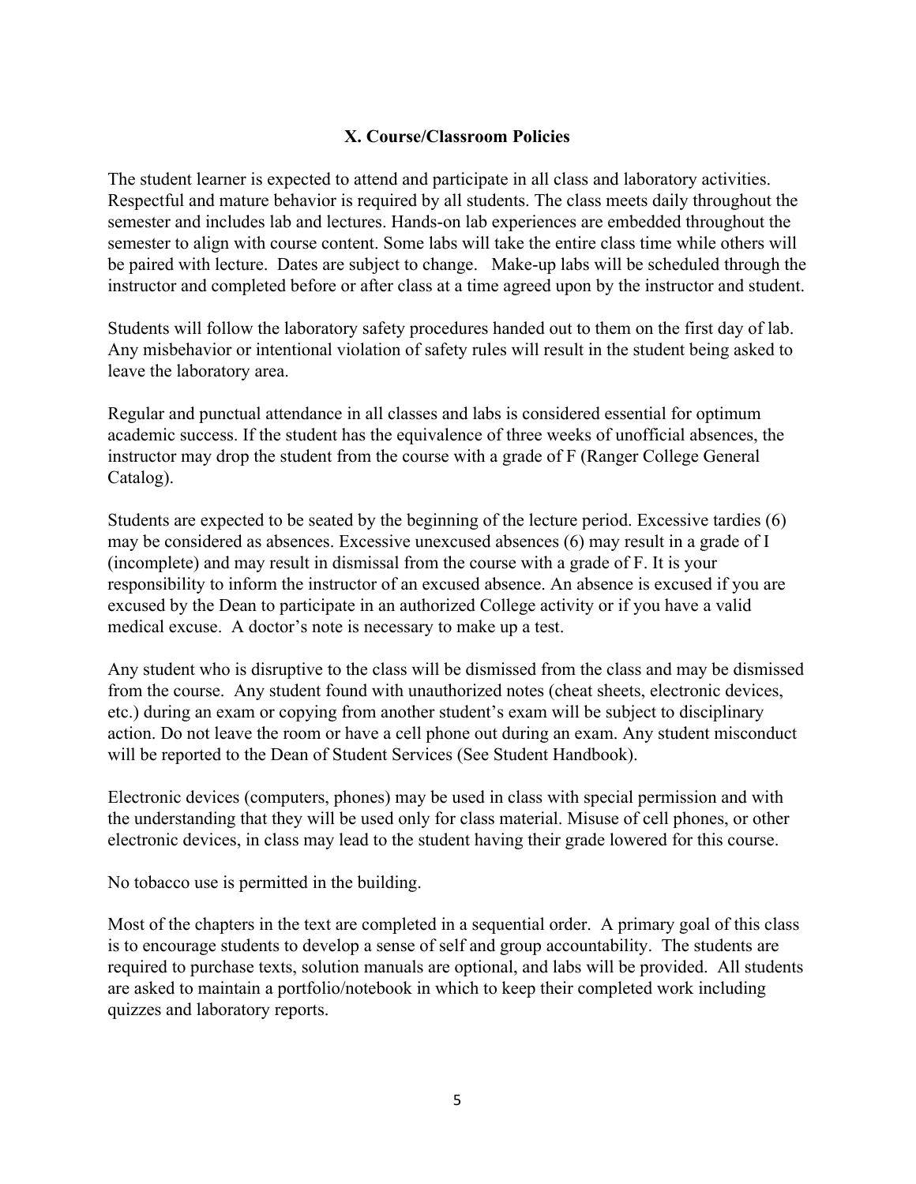## X. Course/Classroom Policies

The student learner is expected to attend and participate in all class and laboratory activities. Respectful and mature behavior is required by all students. The class meets daily throughout the semester and includes lab and lectures. Hands-on lab experiences are embedded throughout the semester to align with course content. Some labs will take the entire class time while others will be paired with lecture. Dates are subject to change. Make-up labs will be scheduled through the instructor and completed before or after class at a time agreed upon by the instructor and student.

Students will follow the laboratory safety procedures handed out to them on the first day of lab. Any misbehavior or intentional violation of safety rules will result in the student being asked to leave the laboratory area.

Regular and punctual attendance in all classes and labs is considered essential for optimum academic success. If the student has the equivalence of three weeks of unofficial absences, the instructor may drop the student from the course with a grade of F (Ranger College General Catalog).

Students are expected to be seated by the beginning of the lecture period. Excessive tardies (6) may be considered as absences. Excessive unexcused absences (6) may result in a grade of I (incomplete) and may result in dismissal from the course with a grade of F. It is your responsibility to inform the instructor of an excused absence. An absence is excused if you are excused by the Dean to participate in an authorized College activity or if you have a valid medical excuse. A doctor's note is necessary to make up a test.

Any student who is disruptive to the class will be dismissed from the class and may be dismissed from the course. Any student found with unauthorized notes (cheat sheets, electronic devices, etc.) during an exam or copying from another student's exam will be subject to disciplinary action. Do not leave the room or have a cell phone out during an exam. Any student misconduct will be reported to the Dean of Student Services (See Student Handbook).

Electronic devices (computers, phones) may be used in class with special permission and with the understanding that they will be used only for class material. Misuse of cell phones, or other electronic devices, in class may lead to the student having their grade lowered for this course.

No tobacco use is permitted in the building.

Most of the chapters in the text are completed in a sequential order. A primary goal of this class is to encourage students to develop a sense of self and group accountability. The students are required to purchase texts, solution manuals are optional, and labs will be provided. All students are asked to maintain a portfolio/notebook in which to keep their completed work including quizzes and laboratory reports.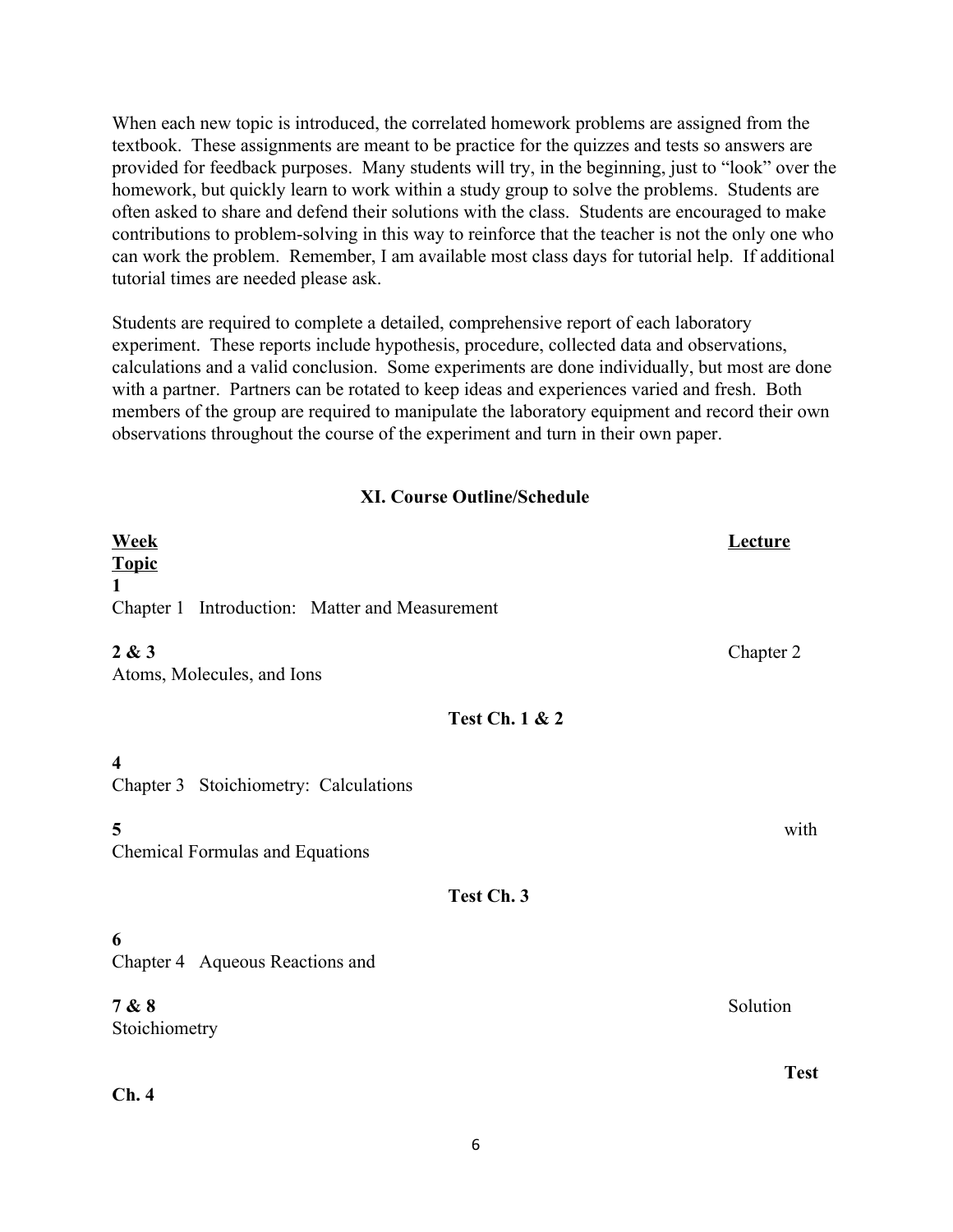When each new topic is introduced, the correlated homework problems are assigned from the textbook. These assignments are meant to be practice for the quizzes and tests so answers are provided for feedback purposes. Many students will try, in the beginning, just to "look" over the homework, but quickly learn to work within a study group to solve the problems. Students are often asked to share and defend their solutions with the class. Students are encouraged to make contributions to problem-solving in this way to reinforce that the teacher is not the only one who can work the problem. Remember, I am available most class days for tutorial help. If additional tutorial times are needed please ask.

Students are required to complete a detailed, comprehensive report of each laboratory experiment. These reports include hypothesis, procedure, collected data and observations, calculations and a valid conclusion. Some experiments are done individually, but most are done with a partner. Partners can be rotated to keep ideas and experiences varied and fresh. Both members of the group are required to manipulate the laboratory equipment and record their own observations throughout the course of the experiment and turn in their own paper.

## XI. Course Outline/Schedule

| Week | Lecture Topic |
| --- | --- |
| 1 | Chapter 1 Introduction: Matter and Measurement |
| 2 & 3 | Chapter 2 Atoms, Molecules, and Ions |
| | **Test Ch. 1 & 2** |
| 4 & 5 | Chapter 3 Stoichiometry: Calculations with Chemical Formulas and Equations |
| | **Test Ch. 3** |
| 6, 7 & 8 | Chapter 4 Aqueous Reactions and Solution Stoichiometry |
| | **Test Ch. 4** |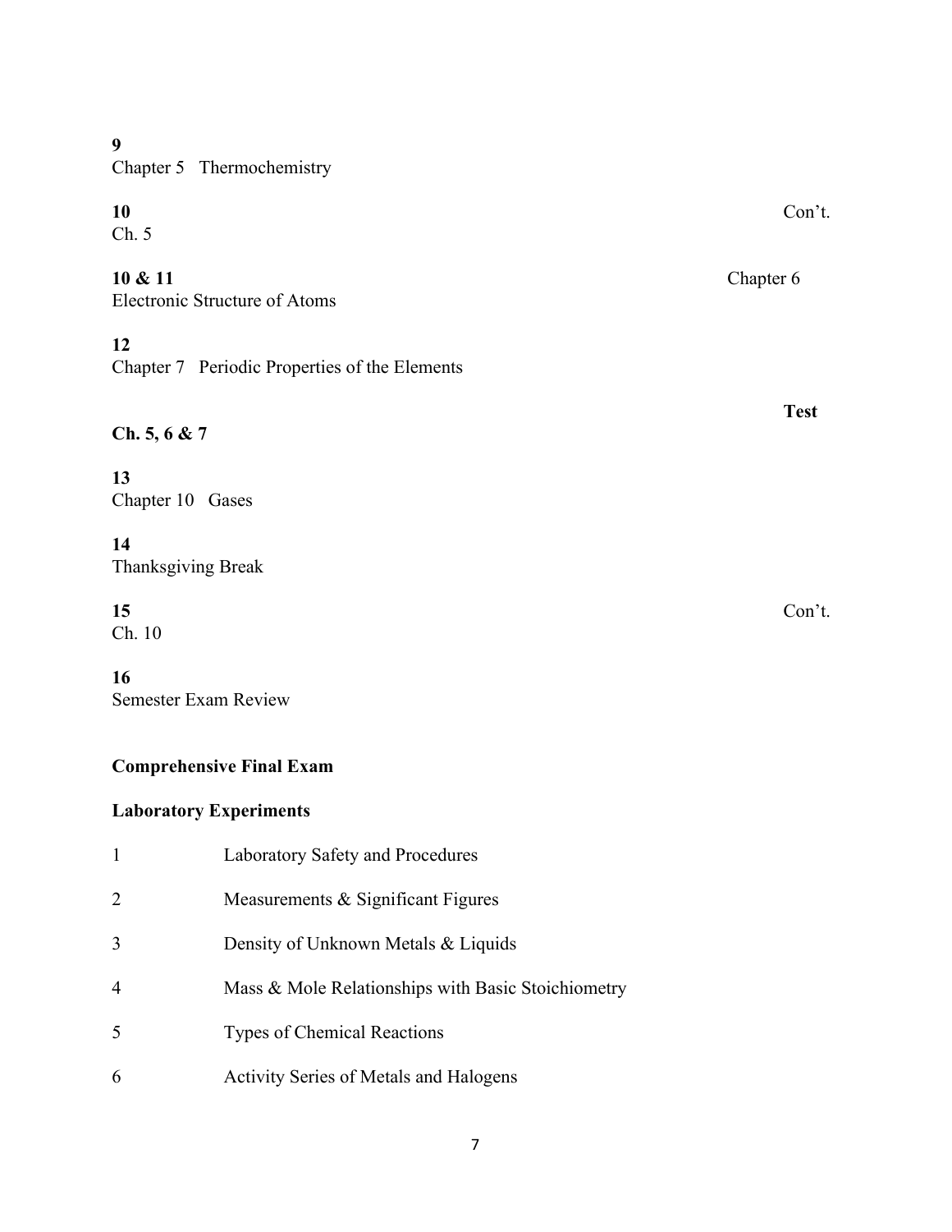**9**
Chapter 5 Thermochemistry

**10** Con't.
Ch. 5

**10 & 11** Chapter 6
Electronic Structure of Atoms

**12**
Chapter 7 Periodic Properties of the Elements

**Test**

**Ch. 5, 6 & 7**

**13**
Chapter 10 Gases

**14**
Thanksgiving Break

**15** Con't.
Ch. 10

**16**
Semester Exam Review

**Comprehensive Final Exam**

**Laboratory Experiments**

| | |
|---|---|
| 1 | Laboratory Safety and Procedures |
| 2 | Measurements & Significant Figures |
| 3 | Density of Unknown Metals & Liquids |
| 4 | Mass & Mole Relationships with Basic Stoichiometry |
| 5 | Types of Chemical Reactions |
| 6 | Activity Series of Metals and Halogens |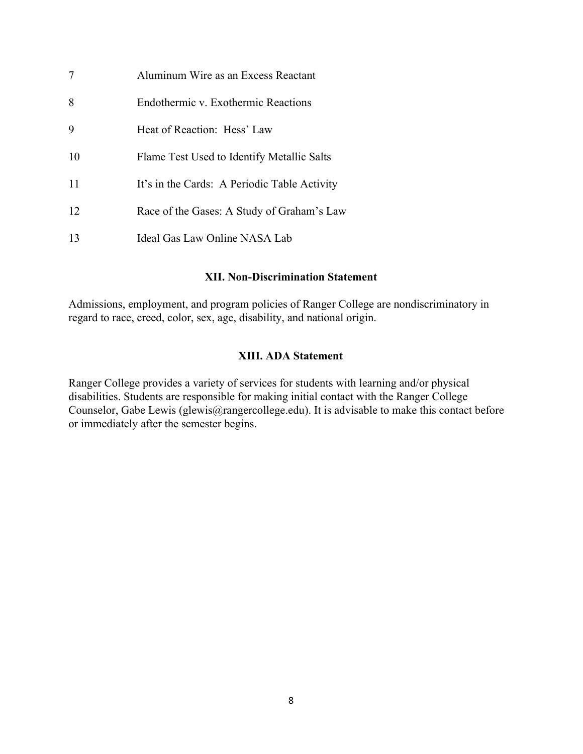| | |
|---|---|
| 7 | Aluminum Wire as an Excess Reactant |
| 8 | Endothermic v. Exothermic Reactions |
| 9 | Heat of Reaction: Hess' Law |
| 10 | Flame Test Used to Identify Metallic Salts |
| 11 | It's in the Cards: A Periodic Table Activity |
| 12 | Race of the Gases: A Study of Graham's Law |
| 13 | Ideal Gas Law Online NASA Lab |

## XII. Non-Discrimination Statement

Admissions, employment, and program policies of Ranger College are nondiscriminatory in regard to race, creed, color, sex, age, disability, and national origin.

## XIII. ADA Statement

Ranger College provides a variety of services for students with learning and/or physical disabilities. Students are responsible for making initial contact with the Ranger College Counselor, Gabe Lewis (glewis@rangercollege.edu). It is advisable to make this contact before or immediately after the semester begins.